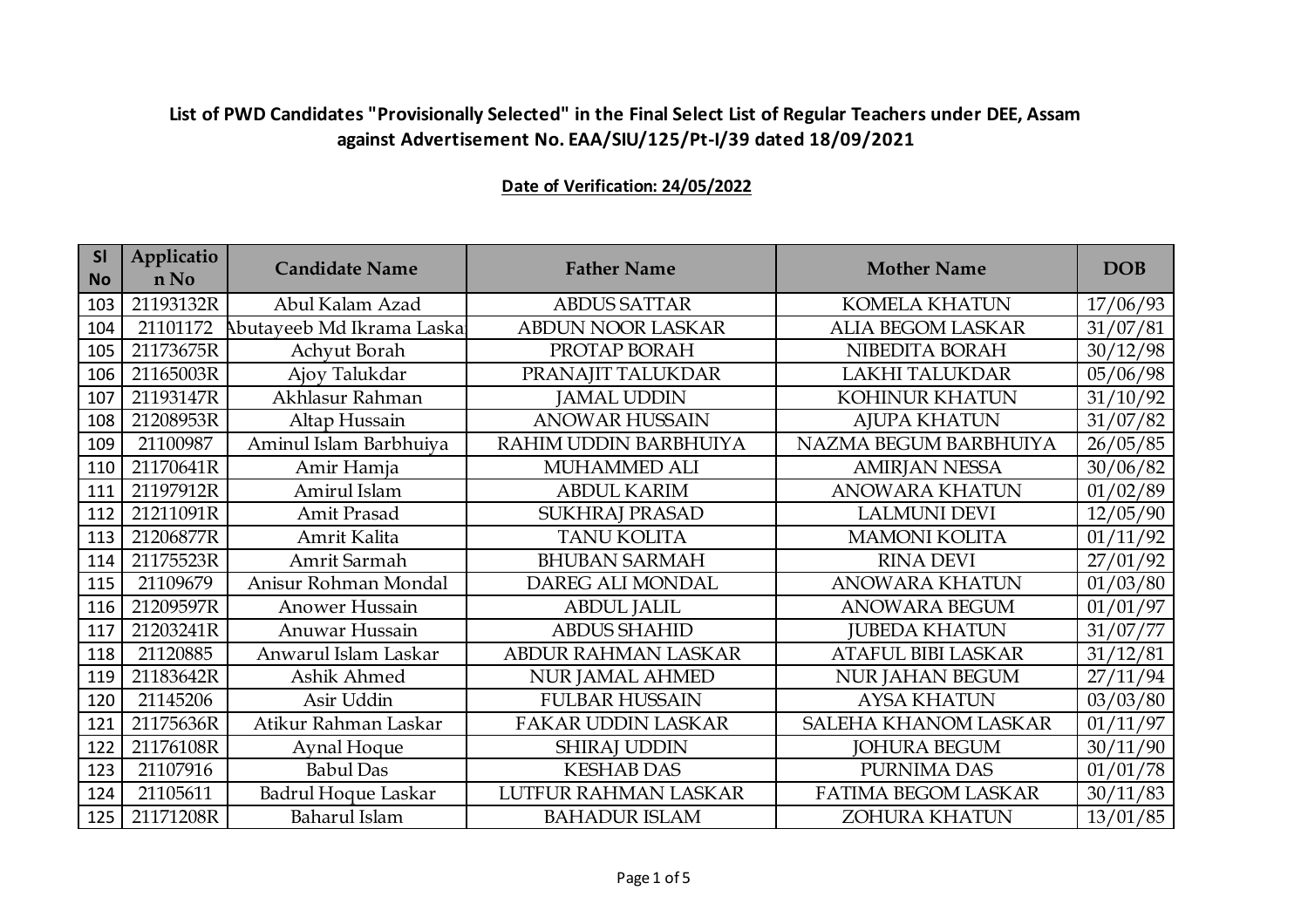**List of PWD Candidates "Provisionally Selected" in the Final Select List of Regular Teachers under DEE, Assam against Advertisement No. EAA/SIU/125/Pt-I/39 dated 18/09/2021**

**Date of Verification: 24/05/2022**

| Sl No | Application No | Candidate Name | Father Name | Mother Name | DOB |
|---|---|---|---|---|---|
| 103 | 21193132R | Abul Kalam Azad | ABDUS SATTAR | KOMELA KHATUN | 17/06/93 |
| 104 | 21101172 | Abutayeeb Md Ikrama Laskar | ABDUN NOOR LASKAR | ALIA BEGOM LASKAR | 31/07/81 |
| 105 | 21173675R | Achyut Borah | PROTAP BORAH | NIBEDITA BORAH | 30/12/98 |
| 106 | 21165003R | Ajoy Talukdar | PRANAJIT TALUKDAR | LAKHI TALUKDAR | 05/06/98 |
| 107 | 21193147R | Akhlasur Rahman | JAMAL UDDIN | KOHINUR KHATUN | 31/10/92 |
| 108 | 21208953R | Altap Hussain | ANOWAR HUSSAIN | AJUPA KHATUN | 31/07/82 |
| 109 | 21100987 | Aminul Islam Barbhuiya | RAHIM UDDIN BARBHUIYA | NAZMA BEGUM BARBHUIYA | 26/05/85 |
| 110 | 21170641R | Amir Hamja | MUHAMMED ALI | AMIRJAN NESSA | 30/06/82 |
| 111 | 21197912R | Amirul Islam | ABDUL KARIM | ANOWARA KHATUN | 01/02/89 |
| 112 | 21211091R | Amit Prasad | SUKHRAJ PRASAD | LALMUNI DEVI | 12/05/90 |
| 113 | 21206877R | Amrit Kalita | TANU KOLITA | MAMONI KOLITA | 01/11/92 |
| 114 | 21175523R | Amrit Sarmah | BHUBAN SARMAH | RINA DEVI | 27/01/92 |
| 115 | 21109679 | Anisur Rohman Mondal | DAREG ALI MONDAL | ANOWARA KHATUN | 01/03/80 |
| 116 | 21209597R | Anower Hussain | ABDUL JALIL | ANOWARA BEGUM | 01/01/97 |
| 117 | 21203241R | Anuwar Hussain | ABDUS SHAHID | JUBEDA KHATUN | 31/07/77 |
| 118 | 21120885 | Anwarul Islam Laskar | ABDUR RAHMAN LASKAR | ATAFUL BIBI LASKAR | 31/12/81 |
| 119 | 21183642R | Ashik Ahmed | NUR JAMAL AHMED | NUR JAHAN BEGUM | 27/11/94 |
| 120 | 21145206 | Asir Uddin | FULBAR HUSSAIN | AYSA KHATUN | 03/03/80 |
| 121 | 21175636R | Atikur Rahman Laskar | FAKAR UDDIN LASKAR | SALEHA KHANOM LASKAR | 01/11/97 |
| 122 | 21176108R | Aynal Hoque | SHIRAJ UDDIN | JOHURA BEGUM | 30/11/90 |
| 123 | 21107916 | Babul Das | KESHAB DAS | PURNIMA DAS | 01/01/78 |
| 124 | 21105611 | Badrul Hoque Laskar | LUTFUR RAHMAN LASKAR | FATIMA BEGOM LASKAR | 30/11/83 |
| 125 | 21171208R | Baharul Islam | BAHADUR ISLAM | ZOHURA KHATUN | 13/01/85 |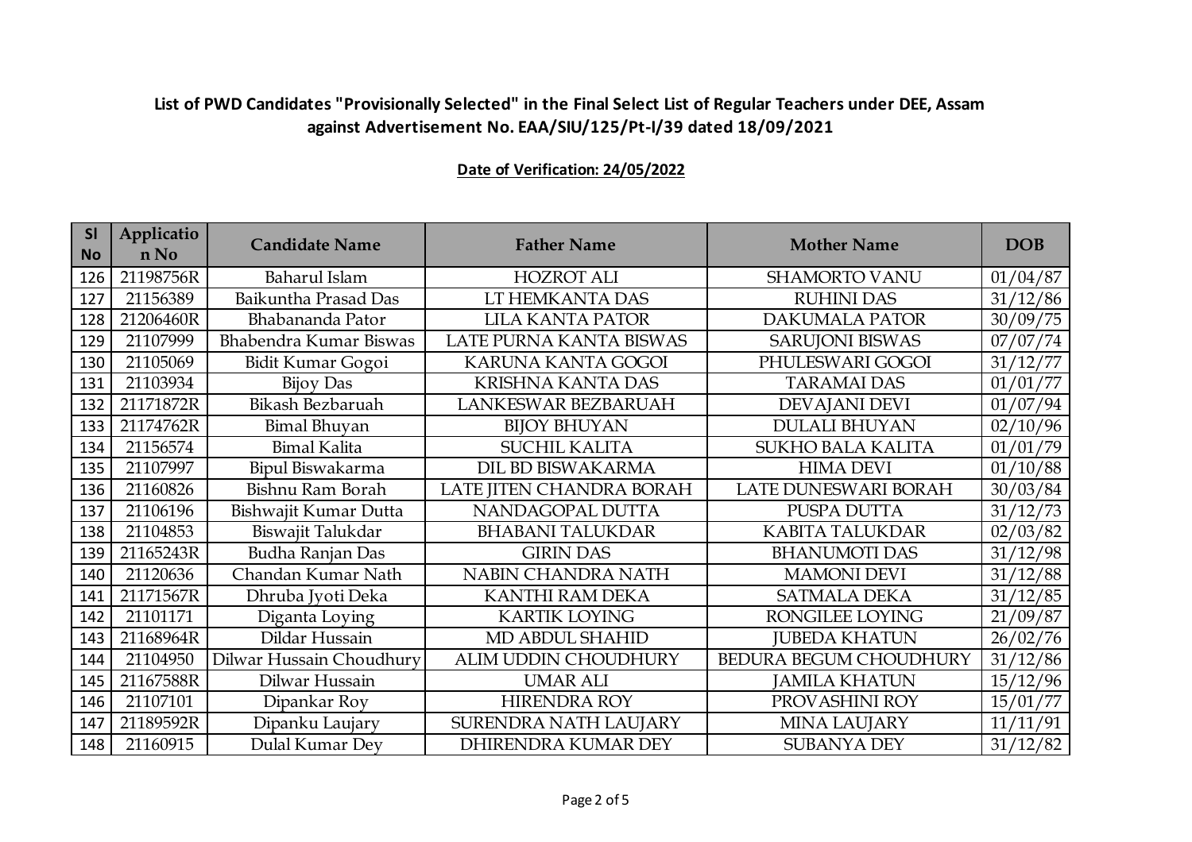**List of PWD Candidates "Provisionally Selected" in the Final Select List of Regular Teachers under DEE, Assam against Advertisement No. EAA/SIU/125/Pt-I/39 dated 18/09/2021**

**Date of Verification: 24/05/2022**

| Sl No | Application No | Candidate Name | Father Name | Mother Name | DOB |
|---|---|---|---|---|---|
| 126 | 21198756R | Baharul Islam | HOZROT ALI | SHAMORTO VANU | 01/04/87 |
| 127 | 21156389 | Baikuntha Prasad Das | LT HEMKANTA DAS | RUHINI DAS | 31/12/86 |
| 128 | 21206460R | Bhabananda Pator | LILA KANTA PATOR | DAKUMALA PATOR | 30/09/75 |
| 129 | 21107999 | Bhabendra Kumar Biswas | LATE PURNA KANTA BISWAS | SARUJONI BISWAS | 07/07/74 |
| 130 | 21105069 | Bidit Kumar Gogoi | KARUNA KANTA GOGOI | PHULESWARI GOGOI | 31/12/77 |
| 131 | 21103934 | Bijoy Das | KRISHNA KANTA DAS | TARAMAI DAS | 01/01/77 |
| 132 | 21171872R | Bikash Bezbaruah | LANKESWAR BEZBARUAH | DEVAJANI DEVI | 01/07/94 |
| 133 | 21174762R | Bimal Bhuyan | BIJOY BHUYAN | DULALI BHUYAN | 02/10/96 |
| 134 | 21156574 | Bimal Kalita | SUCHIL KALITA | SUKHO BALA KALITA | 01/01/79 |
| 135 | 21107997 | Bipul Biswakarma | DIL BD BISWAKARMA | HIMA DEVI | 01/10/88 |
| 136 | 21160826 | Bishnu Ram Borah | LATE JITEN CHANDRA BORAH | LATE DUNESWARI BORAH | 30/03/84 |
| 137 | 21106196 | Bishwajit Kumar Dutta | NANDAGOPAL DUTTA | PUSPA DUTTA | 31/12/73 |
| 138 | 21104853 | Biswajit Talukdar | BHABANI TALUKDAR | KABITA TALUKDAR | 02/03/82 |
| 139 | 21165243R | Budha Ranjan Das | GIRIN DAS | BHANUMOTI DAS | 31/12/98 |
| 140 | 21120636 | Chandan Kumar Nath | NABIN CHANDRA NATH | MAMONI DEVI | 31/12/88 |
| 141 | 21171567R | Dhruba Jyoti Deka | KANTHI RAM DEKA | SATMALA DEKA | 31/12/85 |
| 142 | 21101171 | Diganta Loying | KARTIK LOYING | RONGILEE LOYING | 21/09/87 |
| 143 | 21168964R | Dildar Hussain | MD ABDUL SHAHID | JUBEDA KHATUN | 26/02/76 |
| 144 | 21104950 | Dilwar Hussain Choudhury | ALIM UDDIN CHOUDHURY | BEDURA BEGUM CHOUDHURY | 31/12/86 |
| 145 | 21167588R | Dilwar Hussain | UMAR ALI | JAMILA KHATUN | 15/12/96 |
| 146 | 21107101 | Dipankar Roy | HIRENDRA ROY | PROVASHINI ROY | 15/01/77 |
| 147 | 21189592R | Dipanku Laujary | SURENDRA NATH LAUJARY | MINA LAUJARY | 11/11/91 |
| 148 | 21160915 | Dulal Kumar Dey | DHIRENDRA KUMAR DEY | SUBANYA DEY | 31/12/82 |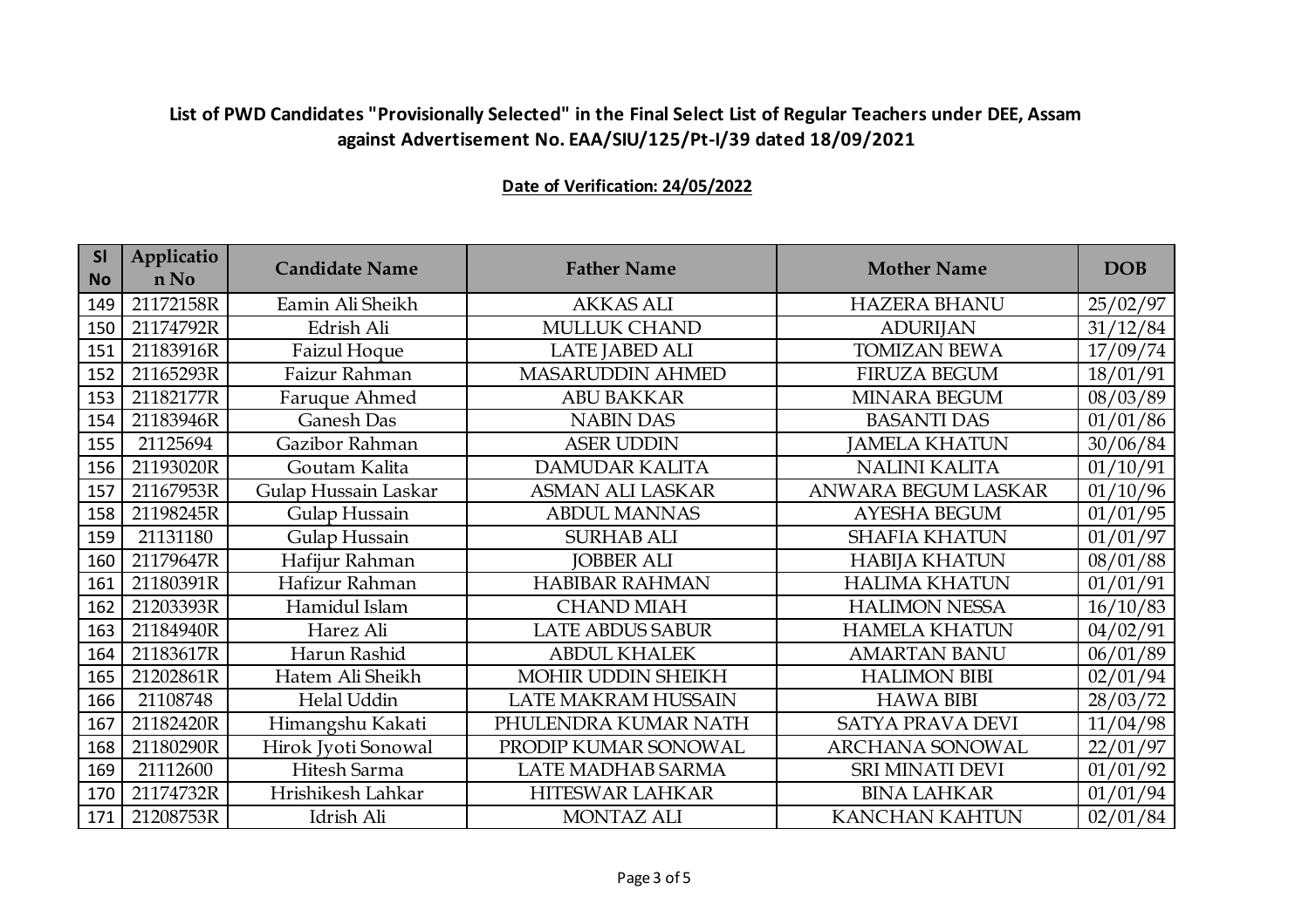## List of PWD Candidates "Provisionally Selected" in the Final Select List of Regular Teachers under DEE, Assam against Advertisement No. EAA/SIU/125/Pt-I/39 dated 18/09/2021

**Date of Verification: 24/05/2022**

| Sl No | Application No | Candidate Name | Father Name | Mother Name | DOB |
|---|---|---|---|---|---|
| 149 | 21172158R | Eamin Ali Sheikh | AKKAS ALI | HAZERA BHANU | 25/02/97 |
| 150 | 21174792R | Edrish Ali | MULLUK CHAND | ADURIJAN | 31/12/84 |
| 151 | 21183916R | Faizul Hoque | LATE JABED ALI | TOMIZAN BEWA | 17/09/74 |
| 152 | 21165293R | Faizur Rahman | MASARUDDIN AHMED | FIRUZA BEGUM | 18/01/91 |
| 153 | 21182177R | Faruque Ahmed | ABU BAKKAR | MINARA BEGUM | 08/03/89 |
| 154 | 21183946R | Ganesh Das | NABIN DAS | BASANTI DAS | 01/01/86 |
| 155 | 21125694 | Gazibor Rahman | ASER UDDIN | JAMELA KHATUN | 30/06/84 |
| 156 | 21193020R | Goutam Kalita | DAMUDAR KALITA | NALINI KALITA | 01/10/91 |
| 157 | 21167953R | Gulap Hussain Laskar | ASMAN ALI LASKAR | ANWARA BEGUM LASKAR | 01/10/96 |
| 158 | 21198245R | Gulap Hussain | ABDUL MANNAS | AYESHA BEGUM | 01/01/95 |
| 159 | 21131180 | Gulap Hussain | SURHAB ALI | SHAFIA KHATUN | 01/01/97 |
| 160 | 21179647R | Hafijur Rahman | JOBBER ALI | HABIJA KHATUN | 08/01/88 |
| 161 | 21180391R | Hafizur Rahman | HABIBAR RAHMAN | HALIMA KHATUN | 01/01/91 |
| 162 | 21203393R | Hamidul Islam | CHAND MIAH | HALIMON NESSA | 16/10/83 |
| 163 | 21184940R | Harez Ali | LATE ABDUS SABUR | HAMELA KHATUN | 04/02/91 |
| 164 | 21183617R | Harun Rashid | ABDUL KHALEK | AMARTAN BANU | 06/01/89 |
| 165 | 21202861R | Hatem Ali Sheikh | MOHIR UDDIN SHEIKH | HALIMON BIBI | 02/01/94 |
| 166 | 21108748 | Helal Uddin | LATE MAKRAM HUSSAIN | HAWA BIBI | 28/03/72 |
| 167 | 21182420R | Himangshu Kakati | PHULENDRA KUMAR NATH | SATYA PRAVA DEVI | 11/04/98 |
| 168 | 21180290R | Hirok Jyoti Sonowal | PRODIP KUMAR SONOWAL | ARCHANA SONOWAL | 22/01/97 |
| 169 | 21112600 | Hitesh Sarma | LATE MADHAB SARMA | SRI MINATI DEVI | 01/01/92 |
| 170 | 21174732R | Hrishikesh Lahkar | HITESWAR LAHKAR | BINA LAHKAR | 01/01/94 |
| 171 | 21208753R | Idrish Ali | MONTAZ ALI | KANCHAN KAHTUN | 02/01/84 |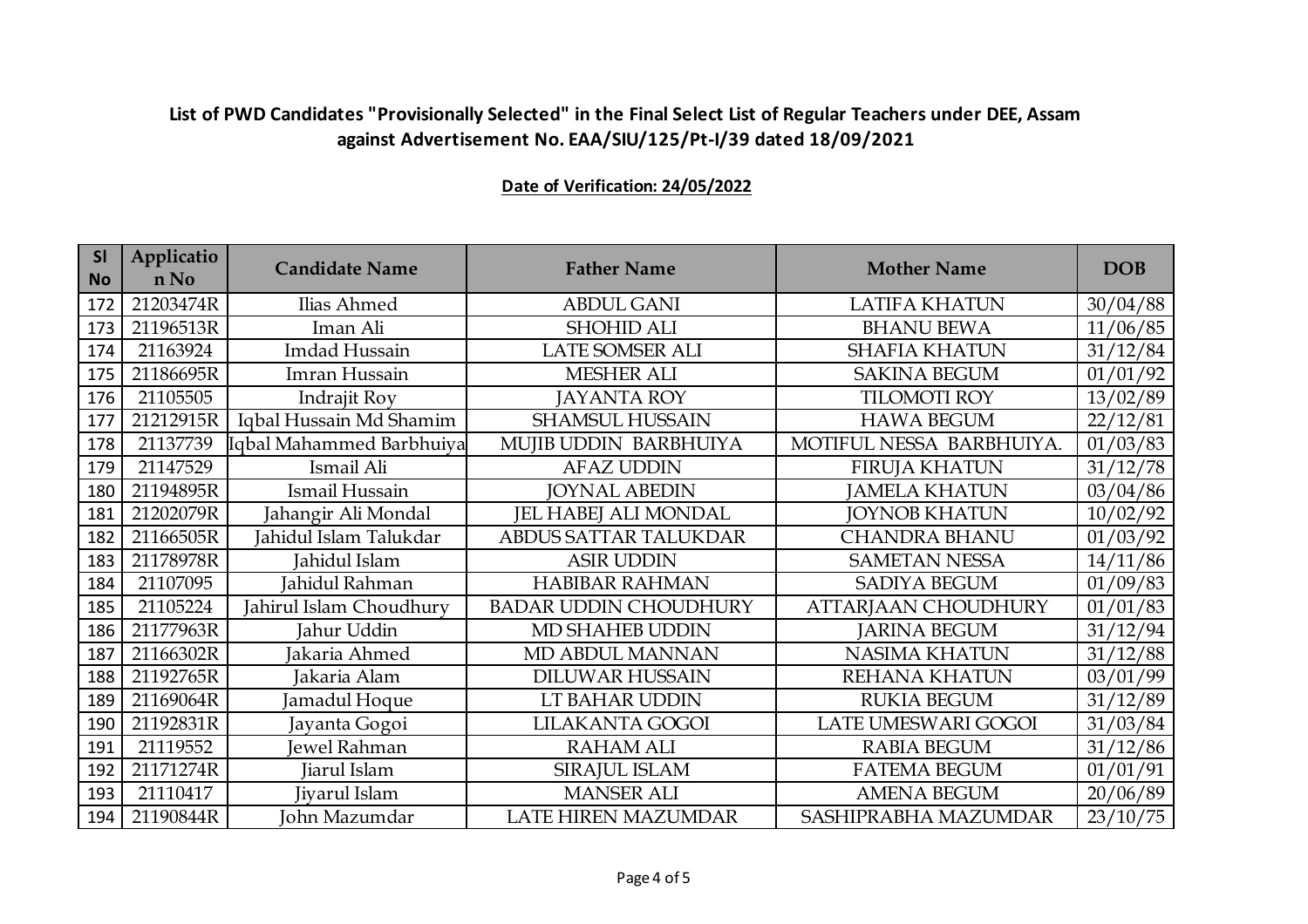**List of PWD Candidates "Provisionally Selected" in the Final Select List of Regular Teachers under DEE, Assam against Advertisement No. EAA/SIU/125/Pt-I/39 dated 18/09/2021**

**Date of Verification: 24/05/2022**

| Sl No | Application No | Candidate Name | Father Name | Mother Name | DOB |
|---|---|---|---|---|---|
| 172 | 21203474R | Ilias Ahmed | ABDUL GANI | LATIFA KHATUN | 30/04/88 |
| 173 | 21196513R | Iman Ali | SHOHID ALI | BHANU BEWA | 11/06/85 |
| 174 | 21163924 | Imdad Hussain | LATE SOMSER ALI | SHAFIA KHATUN | 31/12/84 |
| 175 | 21186695R | Imran Hussain | MESHER ALI | SAKINA BEGUM | 01/01/92 |
| 176 | 21105505 | Indrajit Roy | JAYANTA ROY | TILOMOTI ROY | 13/02/89 |
| 177 | 21212915R | Iqbal Hussain Md Shamim | SHAMSUL HUSSAIN | HAWA BEGUM | 22/12/81 |
| 178 | 21137739 | Iqbal Mahammed Barbhuiya | MUJIB UDDIN BARBHUIYA | MOTIFUL NESSA BARBHUIYA. | 01/03/83 |
| 179 | 21147529 | Ismail Ali | AFAZ UDDIN | FIRUJA KHATUN | 31/12/78 |
| 180 | 21194895R | Ismail Hussain | JOYNAL ABEDIN | JAMELA KHATUN | 03/04/86 |
| 181 | 21202079R | Jahangir Ali Mondal | JEL HABEJ ALI MONDAL | JOYNOB KHATUN | 10/02/92 |
| 182 | 21166505R | Jahidul Islam Talukdar | ABDUS SATTAR TALUKDAR | CHANDRA BHANU | 01/03/92 |
| 183 | 21178978R | Jahidul Islam | ASIR UDDIN | SAMETAN NESSA | 14/11/86 |
| 184 | 21107095 | Jahidul Rahman | HABIBAR RAHMAN | SADIYA BEGUM | 01/09/83 |
| 185 | 21105224 | Jahirul Islam Choudhury | BADAR UDDIN CHOUDHURY | ATTARJAAN CHOUDHURY | 01/01/83 |
| 186 | 21177963R | Jahur Uddin | MD SHAHEB UDDIN | JARINA BEGUM | 31/12/94 |
| 187 | 21166302R | Jakaria Ahmed | MD ABDUL MANNAN | NASIMA KHATUN | 31/12/88 |
| 188 | 21192765R | Jakaria Alam | DILUWAR HUSSAIN | REHANA KHATUN | 03/01/99 |
| 189 | 21169064R | Jamadul Hoque | LT BAHAR UDDIN | RUKIA BEGUM | 31/12/89 |
| 190 | 21192831R | Jayanta Gogoi | LILAKANTA GOGOI | LATE UMESWARI GOGOI | 31/03/84 |
| 191 | 21119552 | Jewel Rahman | RAHAM ALI | RABIA BEGUM | 31/12/86 |
| 192 | 21171274R | Jiarul Islam | SIRAJUL ISLAM | FATEMA BEGUM | 01/01/91 |
| 193 | 21110417 | Jiyarul Islam | MANSER ALI | AMENA BEGUM | 20/06/89 |
| 194 | 21190844R | John Mazumdar | LATE HIREN MAZUMDAR | SASHIPRABHA MAZUMDAR | 23/10/75 |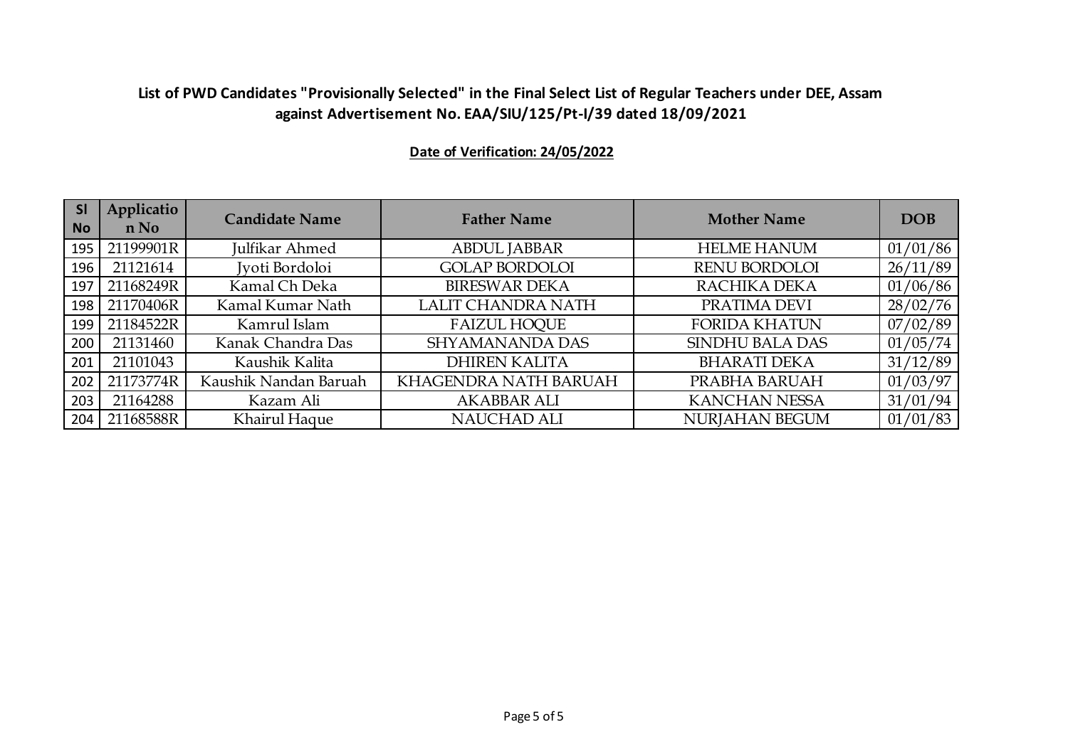## List of PWD Candidates "Provisionally Selected" in the Final Select List of Regular Teachers under DEE, Assam against Advertisement No. EAA/SIU/125/Pt-I/39 dated 18/09/2021

**Date of Verification: 24/05/2022**

| Sl No | Application No | Candidate Name | Father Name | Mother Name | DOB |
|---|---|---|---|---|---|
| 195 | 21199901R | Julfikar Ahmed | ABDUL JABBAR | HELME HANUM | 01/01/86 |
| 196 | 21121614 | Jyoti Bordoloi | GOLAP BORDOLOI | RENU BORDOLOI | 26/11/89 |
| 197 | 21168249R | Kamal Ch Deka | BIRESWAR DEKA | RACHIKA DEKA | 01/06/86 |
| 198 | 21170406R | Kamal Kumar Nath | LALIT CHANDRA NATH | PRATIMA DEVI | 28/02/76 |
| 199 | 21184522R | Kamrul Islam | FAIZUL HOQUE | FORIDA KHATUN | 07/02/89 |
| 200 | 21131460 | Kanak Chandra Das | SHYAMANANDA DAS | SINDHU BALA DAS | 01/05/74 |
| 201 | 21101043 | Kaushik Kalita | DHIREN KALITA | BHARATI DEKA | 31/12/89 |
| 202 | 21173774R | Kaushik Nandan Baruah | KHAGENDRA NATH BARUAH | PRABHA BARUAH | 01/03/97 |
| 203 | 21164288 | Kazam Ali | AKABBAR ALI | KANCHAN NESSA | 31/01/94 |
| 204 | 21168588R | Khairul Haque | NAUCHAD ALI | NURJAHAN BEGUM | 01/01/83 |